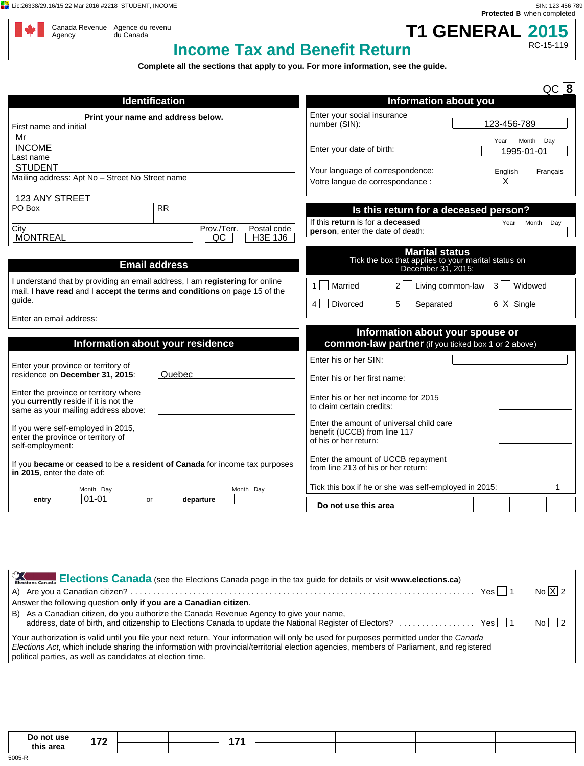Lic:26338/29.16/15 22 Mar 2016 #2218 STUDENT, INCOME

SIN: 123 456 789
**Protected B** when completed

Canada Revenue Agency / Agence du revenu du Canada

# T1 GENERAL 2015

## Income Tax and Benefit Return

RC-15-119

**Complete all the sections that apply to you. For more information, see the guide.**

QC 8

## Identification

**Print your name and address below.**

First name and initial: Mr INCOME

Last name: STUDENT

Mailing address: Apt No – Street No Street name: 123 ANY STREET

PO Box:

RR:

City: MONTREAL

Prov./Terr.: QC

Postal code: H3E 1J6

## Information about you

Enter your social insurance number (SIN): 123-456-789

Enter your date of birth (Year Month Day): 1995-01-01

Your language of correspondence: / Votre langue de correspondance :

English [X] Français [ ]

## Is this return for a deceased person?

If this **return** is for a **deceased person**, enter the date of death (Year Month Day):

## Email address

I understand that by providing an email address, I am **registering** for online mail. I **have read** and I **accept the terms and conditions** on page 15 of the guide.

Enter an email address:

## Marital status

Tick the box that applies to your marital status on December 31, 2015:

1 [ ] Married
2 [ ] Living common-law
3 [ ] Widowed
4 [ ] Divorced
5 [ ] Separated
6 [X] Single

## Information about your residence

Enter your province or territory of residence on **December 31, 2015**: Quebec

Enter the province or territory where you **currently** reside if it is not the same as your mailing address above:

If you were self-employed in 2015, enter the province or territory of self-employment:

If you **became** or **ceased** to be a **resident of Canada** for income tax purposes **in 2015**, enter the date of:

**entry** (Month Day): 01-01 or **departure** (Month Day):

## Information about your spouse or common-law partner (if you ticked box 1 or 2 above)

Enter his or her SIN:

Enter his or her first name:

Enter his or her net income for 2015 to claim certain credits:

Enter the amount of universal child care benefit (UCCB) from line 117 of his or her return:

Enter the amount of UCCB repayment from line 213 of his or her return:

Tick this box if he or she was self-employed in 2015: 1 [ ]

**Do not use this area**

## Elections Canada

(see the Elections Canada page in the tax guide for details or visit **www.elections.ca**)

A) Are you a Canadian citizen? Yes [ ] 1 No [X] 2

Answer the following question **only if you are a Canadian citizen**.

B) As a Canadian citizen, do you authorize the Canada Revenue Agency to give your name, address, date of birth, and citizenship to Elections Canada to update the National Register of Electors? Yes [ ] 1 No [ ] 2

Your authorization is valid until you file your next return. Your information will only be used for purposes permitted under the *Canada Elections Act*, which include sharing the information with provincial/territorial election agencies, members of Parliament, and registered political parties, as well as candidates at election time.

| Do not use this area | 172 | | | | | 171 | | | | |
|---|---|---|---|---|---|---|---|---|---|---|

5005-R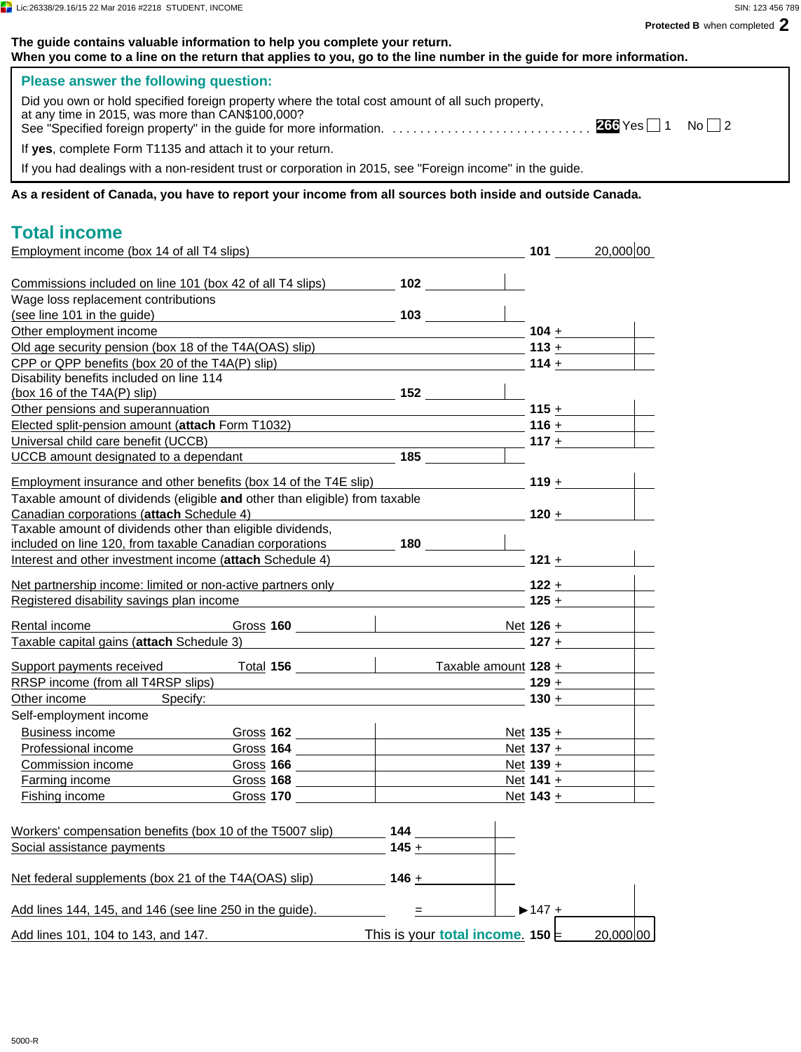The guide contains valuable information to help you complete your return.
When you come to a line on the return that applies to you, go to the line number in the guide for more information.

**Please answer the following question:**

Did you own or hold specified foreign property where the total cost amount of all such property, at any time in 2015, was more than CAN$100,000?
See "Specified foreign property" in the guide for more information. . . . . . . . . . . . . . . . . . . . . . . . . . . . . . **266** Yes ☐ 1 No ☐ 2

If **yes**, complete Form T1135 and attach it to your return.

If you had dealings with a non-resident trust or corporation in 2015, see "Foreign income" in the guide.

**As a resident of Canada, you have to report your income from all sources both inside and outside Canada.**

## Total income

| Description | Line | Amount | Line | Amount |
|---|---|---|---|---|
| Employment income (box 14 of all T4 slips) | | | **101** | 20,000 00 |
| Commissions included on line 101 (box 42 of all T4 slips) | **102** | | | |
| Wage loss replacement contributions (see line 101 in the guide) | **103** | | | |
| Other employment income | | | **104** + | |
| Old age security pension (box 18 of the T4A(OAS) slip) | | | **113** + | |
| CPP or QPP benefits (box 20 of the T4A(P) slip) | | | **114** + | |
| Disability benefits included on line 114 (box 16 of the T4A(P) slip) | **152** | | | |
| Other pensions and superannuation | | | **115** + | |
| Elected split-pension amount (**attach** Form T1032) | | | **116** + | |
| Universal child care benefit (UCCB) | | | **117** + | |
| UCCB amount designated to a dependant | **185** | | | |
| Employment insurance and other benefits (box 14 of the T4E slip) | | | **119** + | |
| Taxable amount of dividends (eligible **and** other than eligible) from taxable Canadian corporations (**attach** Schedule 4) | | | **120** + | |
| Taxable amount of dividends other than eligible dividends, included on line 120, from taxable Canadian corporations | **180** | | | |
| Interest and other investment income (**attach** Schedule 4) | | | **121** + | |
| Net partnership income: limited or non-active partners only | | | **122** + | |
| Registered disability savings plan income | | | **125** + | |
| Rental income | Gross **160** | | Net **126** + | |
| Taxable capital gains (**attach** Schedule 3) | | | **127** + | |
| Support payments received | Total **156** | | Taxable amount **128** + | |
| RRSP income (from all T4RSP slips) | | | **129** + | |
| Other income Specify: | | | **130** + | |
| Self-employment income | | | | |
| Business income | Gross **162** | | Net **135** + | |
| Professional income | Gross **164** | | Net **137** + | |
| Commission income | Gross **166** | | Net **139** + | |
| Farming income | Gross **168** | | Net **141** + | |
| Fishing income | Gross **170** | | Net **143** + | |
| Workers' compensation benefits (box 10 of the T5007 slip) | **144** | | | |
| Social assistance payments | **145** + | | | |
| Net federal supplements (box 21 of the T4A(OAS) slip) | **146** + | | | |
| Add lines 144, 145, and 146 (see line 250 in the guide). | = | | ▶ **147** + | |
| Add lines 101, 104 to 143, and 147. This is your **total income**. | | | **150** = | 20,000 00 |

5000-R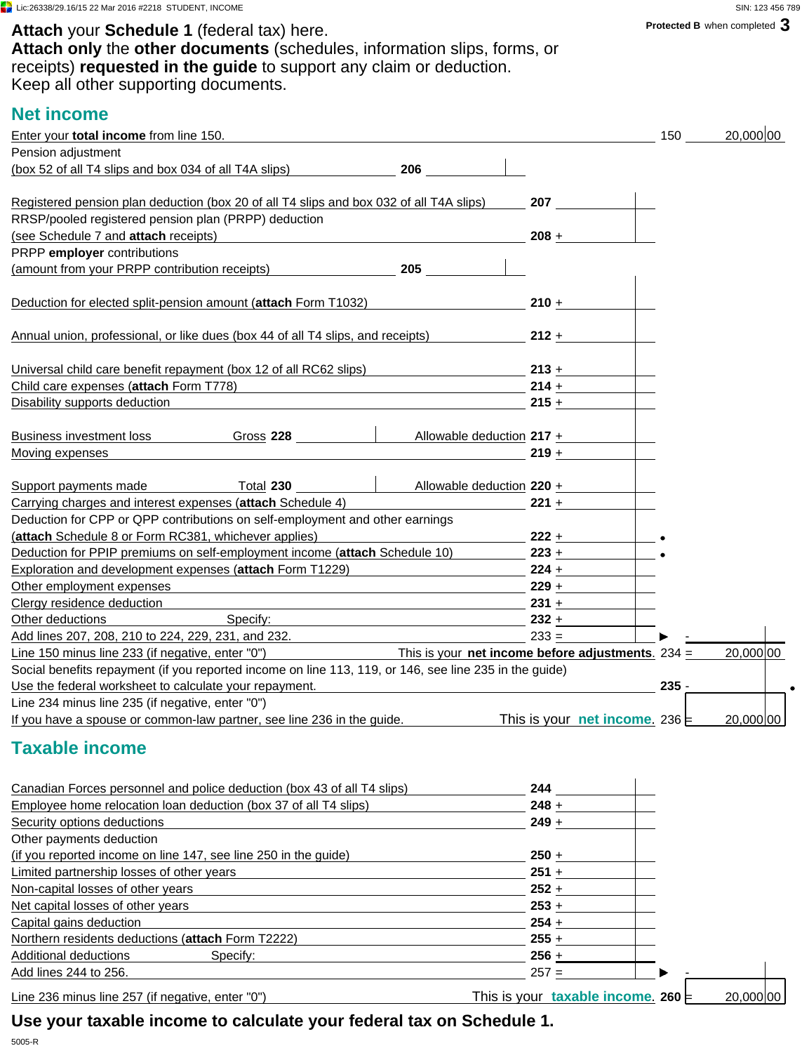Attach your **Schedule 1** (federal tax) here.
**Attach only** the **other documents** (schedules, information slips, forms, or receipts) **requested in the guide** to support any claim or deduction.
Keep all other supporting documents.

Protected B when completed 3

## Net income

| Description | Line | Amount | Line | Amount |
|---|---|---|---|---|
| Enter your **total income** from line 150. | | | 150 | 20,000.00 |
| Pension adjustment (box 52 of all T4 slips and box 034 of all T4A slips) | 206 | | | |
| Registered pension plan deduction (box 20 of all T4 slips and box 032 of all T4A slips) | 207 | | | |
| RRSP/pooled registered pension plan (PRPP) deduction (see Schedule 7 and **attach** receipts) | 208 + | | | |
| PRPP **employer** contributions (amount from your PRPP contribution receipts) | 205 | | | |
| Deduction for elected split-pension amount (**attach** Form T1032) | 210 + | | | |
| Annual union, professional, or like dues (box 44 of all T4 slips, and receipts) | 212 + | | | |
| Universal child care benefit repayment (box 12 of all RC62 slips) | 213 + | | | |
| Child care expenses (**attach** Form T778) | 214 + | | | |
| Disability supports deduction | 215 + | | | |
| Business investment loss — Gross 228 — Allowable deduction | 217 + | | | |
| Moving expenses | 219 + | | | |
| Support payments made — Total 230 — Allowable deduction | 220 + | | | |
| Carrying charges and interest expenses (**attach** Schedule 4) | 221 + | | | |
| Deduction for CPP or QPP contributions on self-employment and other earnings (**attach** Schedule 8 or Form RC381, whichever applies) | 222 + | | | |
| Deduction for PPIP premiums on self-employment income (**attach** Schedule 10) | 223 + | | | |
| Exploration and development expenses (**attach** Form T1229) | 224 + | | | |
| Other employment expenses | 229 + | | | |
| Clergy residence deduction | 231 + | | | |
| Other deductions — Specify: | 232 + | | | |
| Add lines 207, 208, 210 to 224, 229, 231, and 232. | 233 = | | ▶ | - |
| Line 150 minus line 233 (if negative, enter "0") — This is your **net income before adjustments**. | | | 234 = | 20,000.00 |
| Social benefits repayment (if you reported income on line 113, 119, or 146, see line 235 in the guide) Use the federal worksheet to calculate your repayment. | | | 235 - | |
| Line 234 minus line 235 (if negative, enter "0") If you have a spouse or common-law partner, see line 236 in the guide. — This is your **net income**. | | | 236 = | 20,000.00 |

## Taxable income

| Description | Line | Amount | Line | Amount |
|---|---|---|---|---|
| Canadian Forces personnel and police deduction (box 43 of all T4 slips) | 244 | | | |
| Employee home relocation loan deduction (box 37 of all T4 slips) | 248 + | | | |
| Security options deductions | 249 + | | | |
| Other payments deduction (if you reported income on line 147, see line 250 in the guide) | 250 + | | | |
| Limited partnership losses of other years | 251 + | | | |
| Non-capital losses of other years | 252 + | | | |
| Net capital losses of other years | 253 + | | | |
| Capital gains deduction | 254 + | | | |
| Northern residents deductions (**attach** Form T2222) | 255 + | | | |
| Additional deductions — Specify: | 256 + | | | |
| Add lines 244 to 256. | 257 = | | ▶ | - |
| Line 236 minus line 257 (if negative, enter "0") — This is your **taxable income**. | | | 260 = | 20,000.00 |

**Use your taxable income to calculate your federal tax on Schedule 1.**

5005-R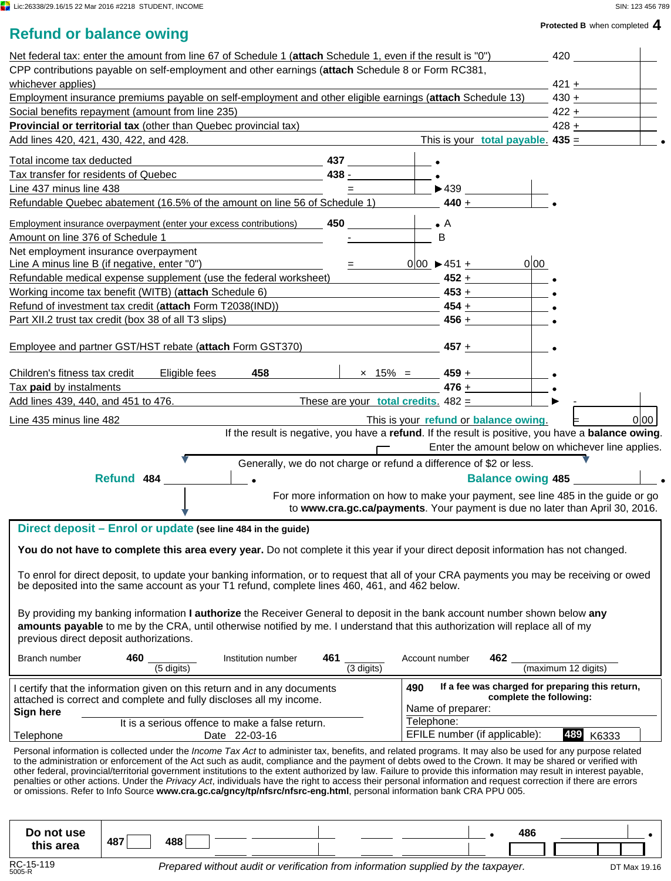# Refund or balance owing

Protected B when completed

| Description | Line | Amount |
|---|---|---|
| Net federal tax: enter the amount from line 67 of Schedule 1 (**attach** Schedule 1, even if the result is "0") | 420 | |
| CPP contributions payable on self-employment and other earnings (**attach** Schedule 8 or Form RC381, whichever applies) | 421 + | |
| Employment insurance premiums payable on self-employment and other eligible earnings (**attach** Schedule 13) | 430 + | |
| Social benefits repayment (amount from line 235) | 422 + | |
| **Provincial or territorial tax** (other than Quebec provincial tax) | 428 + | |
| Add lines 420, 421, 430, 422, and 428. This is your **total payable.** | 435 = | |

| Description | Line | Amount | Line | Amount |
|---|---|---|---|---|
| Total income tax deducted | 437 | | | |
| Tax transfer for residents of Quebec | 438 - | | | |
| Line 437 minus line 438 | = | | 439 | |
| Refundable Quebec abatement (16.5% of the amount on line 56 of Schedule 1) | | | 440 + | |
| Employment insurance overpayment (enter your excess contributions) | 450 | | A | |
| Amount on line 376 of Schedule 1 | - | | B | |
| Net employment insurance overpayment Line A minus line B (if negative, enter "0") | = | 0 00 | 451 + | 0 00 |
| Refundable medical expense supplement (use the federal worksheet) | | | 452 + | |
| Working income tax benefit (WITB) (**attach** Schedule 6) | | | 453 + | |
| Refund of investment tax credit (**attach** Form T2038(IND)) | | | 454 + | |
| Part XII.2 trust tax credit (box 38 of all T3 slips) | | | 456 + | |
| Employee and partner GST/HST rebate (**attach** Form GST370) | | | 457 + | |
| Children's fitness tax credit — Eligible fees 458 × 15% = | | | 459 + | |
| Tax **paid** by instalments | | | 476 + | |
| Add lines 439, 440, and 451 to 476. These are your **total credits.** | | | 482 = | - |

Line 435 minus line 482 — This is your **refund** or **balance owing.** = 0 00

If the result is negative, you have a **refund**. If the result is positive, you have a **balance owing**.
Enter the amount below on whichever line applies.

Generally, we do not charge or refund a difference of $2 or less.

**Refund 484** ____________ **Balance owing 485** ____________

For more information on how to make your payment, see line 485 in the guide or go to **www.cra.gc.ca/payments**. Your payment is due no later than April 30, 2016.

## Direct deposit – Enrol or update (see line 484 in the guide)

**You do not have to complete this area every year.** Do not complete it this year if your direct deposit information has not changed.

To enrol for direct deposit, to update your banking information, or to request that all of your CRA payments you may be receiving or owed be deposited into the same account as your T1 refund, complete lines 460, 461, and 462 below.

By providing my banking information **I authorize** the Receiver General to deposit in the bank account number shown below **any amounts payable** to me by the CRA, until otherwise notified by me. I understand that this authorization will replace all of my previous direct deposit authorizations.

Branch number 460 ________ (5 digits) Institution number 461 ________ (3 digits) Account number 462 ________ (maximum 12 digits)

I certify that the information given on this return and in any documents attached is correct and complete and fully discloses all my income.

**Sign here** ____________

It is a serious offence to make a false return.

Telephone Date 22-03-16

**490 If a fee was charged for preparing this return, complete the following:**

Name of preparer:

Telephone:

EFILE number (if applicable): 489 K6333

Personal information is collected under the *Income Tax Act* to administer tax, benefits, and related programs. It may also be used for any purpose related to the administration or enforcement of the Act such as audit, compliance and the payment of debts owed to the Crown. It may be shared or verified with other federal, provincial/territorial government institutions to the extent authorized by law. Failure to provide this information may result in interest payable, penalties or other actions. Under the *Privacy Act*, individuals have the right to access their personal information and request correction if there are errors or omissions. Refer to Info Source **www.cra.gc.ca/gncy/tp/nfsrc/nfsrc-eng.html**, personal information bank CRA PPU 005.

**Do not use this area** 487 488 486

RC-15-119 5005-R

*Prepared without audit or verification from information supplied by the taxpayer.*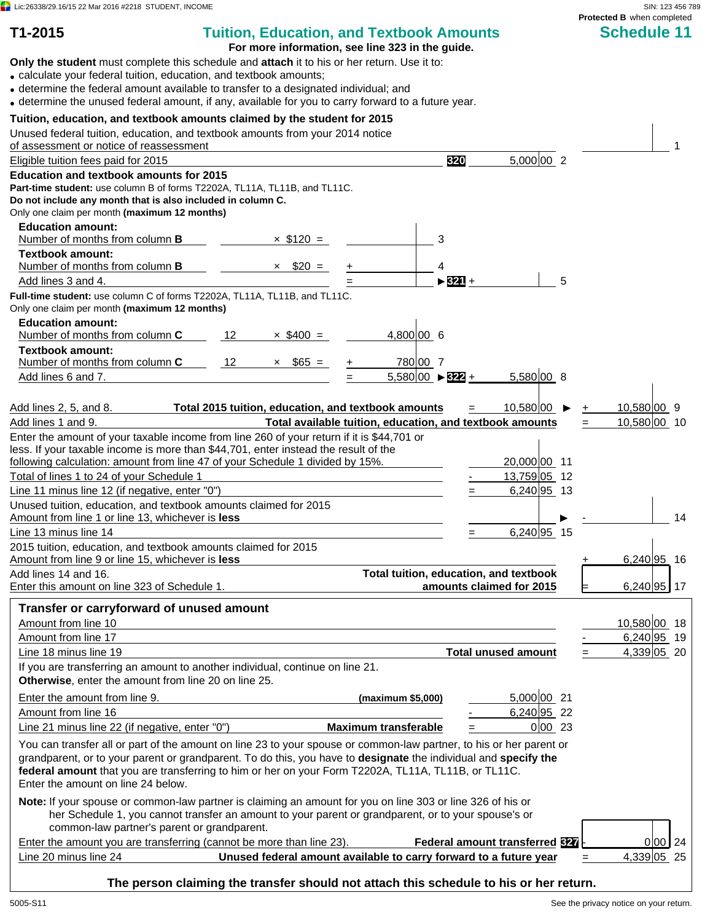Lic:26338/29.16/15 22 Mar 2016 #2218 STUDENT, INCOME

SIN: 123 456 789

**Protected B** when completed

# T1-2015 — Tuition, Education, and Textbook Amounts — Schedule 11

**For more information, see line 323 in the guide.**

**Only the student** must complete this schedule and **attach** it to his or her return. Use it to:

- calculate your federal tuition, education, and textbook amounts;
- determine the federal amount available to transfer to a designated individual; and
- determine the unused federal amount, if any, available for you to carry forward to a future year.

## Tuition, education, and textbook amounts claimed by the student for 2015

| Description | | | Amount | Line |
|---|---|---|---|---|
| Unused federal tuition, education, and textbook amounts from your 2014 notice of assessment or notice of reassessment | | | | 1 |
| Eligible tuition fees paid for 2015 | 320 | 5,000.00 | | 2 |

**Education and textbook amounts for 2015**

**Part-time student:** use column B of forms T2202A, TL11A, TL11B, and TL11C.
**Do not include any month that is also included in column C.**
Only one claim per month **(maximum 12 months)**

| Description | Months | Rate | Amount | Line | | | |
|---|---|---|---|---|---|---|---|
| **Education amount:** Number of months from column **B** | | × $120 = | | 3 | | | |
| **Textbook amount:** Number of months from column **B** | | × $20 = | + | 4 | | | |
| Add lines 3 and 4. | | | = | | ► 321 + | | 5 |

**Full-time student:** use column C of forms T2202A, TL11A, TL11B, and TL11C.
Only one claim per month **(maximum 12 months)**

| Description | Months | Rate | Amount | Line | | | |
|---|---|---|---|---|---|---|---|
| **Education amount:** Number of months from column **C** | 12 | × $400 = | 4,800.00 | 6 | | | |
| **Textbook amount:** Number of months from column **C** | 12 | × $65 = | + 780.00 | 7 | | | |
| Add lines 6 and 7. | | | = 5,580.00 | | ► 322 + | 5,580.00 | 8 |

| Description | | Amount | Line |
|---|---|---|---|
| Add lines 2, 5, and 8. **Total 2015 tuition, education, and textbook amounts** | = 10,580.00 ► | + 10,580.00 | 9 |
| Add lines 1 and 9. **Total available tuition, education, and textbook amounts** | | = 10,580.00 | 10 |
| Enter the amount of your taxable income from line 260 of your return if it is $44,701 or less. If your taxable income is more than $44,701, enter instead the result of the following calculation: amount from line 47 of your Schedule 1 divided by 15%. | 20,000.00 | | 11 |
| Total of lines 1 to 24 of your Schedule 1 | - 13,759.05 | | 12 |
| Line 11 minus line 12 (if negative, enter "0") | = 6,240.95 | | 13 |
| Unused tuition, education, and textbook amounts claimed for 2015 — Amount from line 1 or line 13, whichever is **less** | ► | - | 14 |
| Line 13 minus line 14 | = 6,240.95 | | 15 |
| 2015 tuition, education, and textbook amounts claimed for 2015 — Amount from line 9 or line 15, whichever is **less** | | + 6,240.95 | 16 |
| Add lines 14 and 16. Enter this amount on line 323 of Schedule 1. **Total tuition, education, and textbook amounts claimed for 2015** | | = 6,240.95 | 17 |

## Transfer or carryforward of unused amount

| Description | | Amount | Line |
|---|---|---|---|
| Amount from line 10 | | 10,580.00 | 18 |
| Amount from line 17 | | - 6,240.95 | 19 |
| Line 18 minus line 19 **Total unused amount** | | = 4,339.05 | 20 |

If you are transferring an amount to another individual, continue on line 21.
**Otherwise**, enter the amount from line 20 on line 25.

| Description | Amount | | Line |
|---|---|---|---|
| Enter the amount from line 9. **(maximum $5,000)** | 5,000.00 | | 21 |
| Amount from line 16 | - 6,240.95 | | 22 |
| Line 21 minus line 22 (if negative, enter "0") **Maximum transferable** | = 0.00 | | 23 |

You can transfer all or part of the amount on line 23 to your spouse or common-law partner, to his or her parent or grandparent, or to your parent or grandparent. To do this, you have to **designate** the individual and **specify the federal amount** that you are transferring to him or her on your Form T2202A, TL11A, TL11B, or TL11C. Enter the amount on line 24 below.

**Note:** If your spouse or common-law partner is claiming an amount for you on line 303 or line 326 of his or her Schedule 1, you cannot transfer an amount to your parent or grandparent, or to your spouse's or common-law partner's parent or grandparent.

| Description | | Amount | Line |
|---|---|---|---|
| Enter the amount you are transferring (cannot be more than line 23). **Federal amount transferred** | 327 | - 0.00 | 24 |
| Line 20 minus line 24 **Unused federal amount available to carry forward to a future year** | | = 4,339.05 | 25 |

**The person claiming the transfer should not attach this schedule to his or her return.**

5005-S11

See the privacy notice on your return.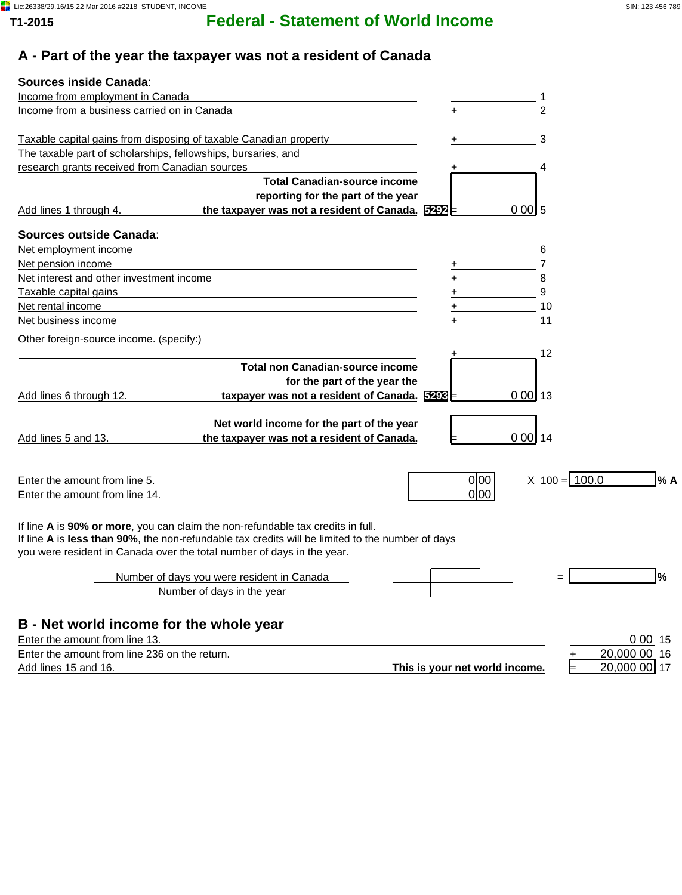**T1-2015**

# Federal - Statement of World Income

## A - Part of the year the taxpayer was not a resident of Canada

**Sources inside Canada**:

| | | | Line |
|---|---|---|---|
| Income from employment in Canada | | | 1 |
| Income from a business carried on in Canada | | + | 2 |
| Taxable capital gains from disposing of taxable Canadian property | | + | 3 |
| The taxable part of scholarships, fellowships, bursaries, and research grants received from Canadian sources | | + | 4 |
| Add lines 1 through 4. **Total Canadian-source income reporting for the part of the year the taxpayer was not a resident of Canada.** | 5292 | = 0.00 | 5 |

**Sources outside Canada**:

| | | | Line |
|---|---|---|---|
| Net employment income | | | 6 |
| Net pension income | | + | 7 |
| Net interest and other investment income | | + | 8 |
| Taxable capital gains | | + | 9 |
| Net rental income | | + | 10 |
| Net business income | | + | 11 |
| Other foreign-source income. (specify:) | | + | 12 |
| Add lines 6 through 12. **Total non Canadian-source income for the part of the year the taxpayer was not a resident of Canada.** | 5293 | = 0.00 | 13 |
| Add lines 5 and 13. **Net world income for the part of the year the taxpayer was not a resident of Canada.** | | = 0.00 | 14 |

| | | | |
|---|---|---|---|
| Enter the amount from line 5. | 0.00 | X 100 = | 100.0 % **A** |
| Enter the amount from line 14. | 0.00 | | |

If line **A** is **90% or more**, you can claim the non-refundable tax credits in full.
If line **A** is **less than 90%**, the non-refundable tax credits will be limited to the number of days you were resident in Canada over the total number of days in the year.

| | | | |
|---|---|---|---|
| Number of days you were resident in Canada | | = | % |
| Number of days in the year | | | |

## B - Net world income for the whole year

| | | | Line |
|---|---|---|---|
| Enter the amount from line 13. | | 0.00 | 15 |
| Enter the amount from line 236 on the return. | + | 20,000.00 | 16 |
| Add lines 15 and 16. **This is your net world income.** | = | 20,000.00 | 17 |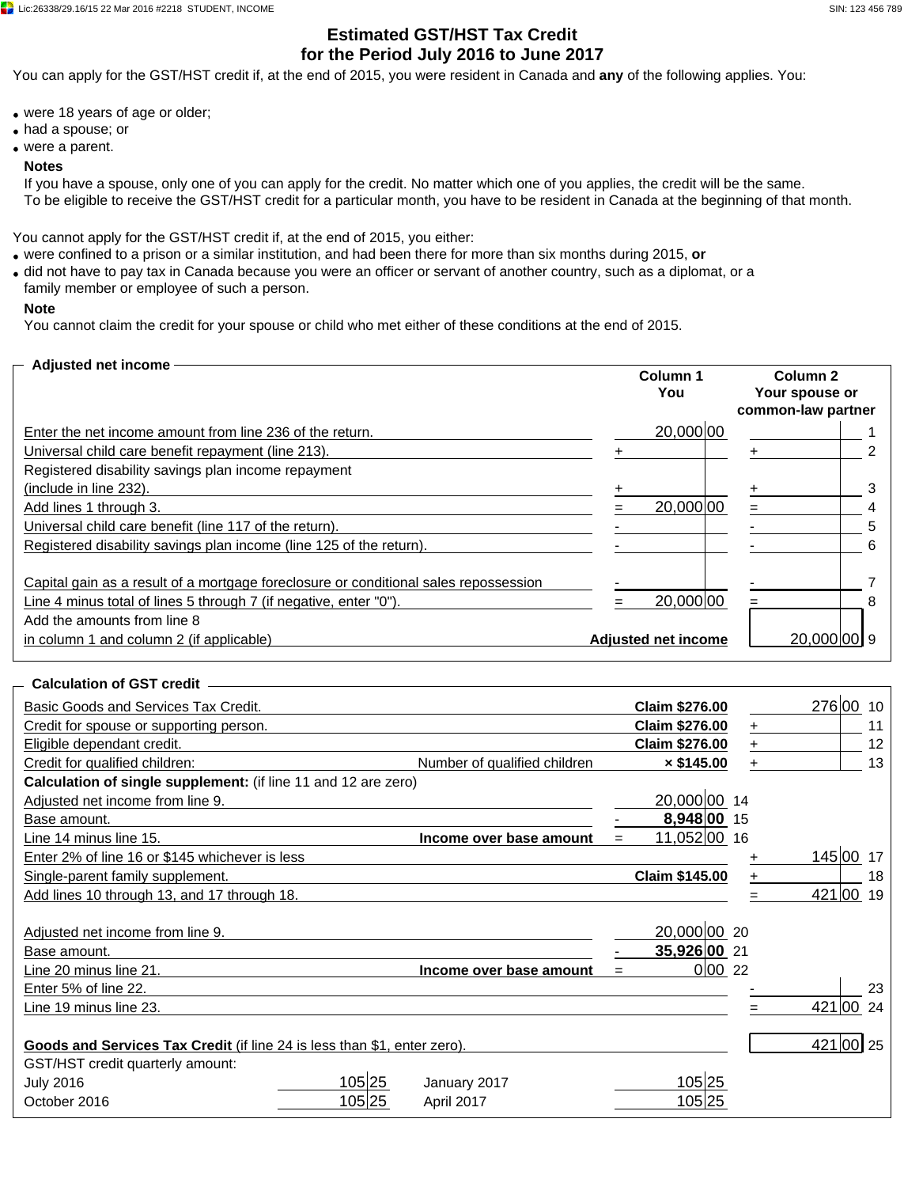# Estimated GST/HST Tax Credit for the Period July 2016 to June 2017

You can apply for the GST/HST credit if, at the end of 2015, you were resident in Canada and **any** of the following applies. You:

- were 18 years of age or older;
- had a spouse; or
- were a parent.

**Notes**

If you have a spouse, only one of you can apply for the credit. No matter which one of you applies, the credit will be the same.
To be eligible to receive the GST/HST credit for a particular month, you have to be resident in Canada at the beginning of that month.

You cannot apply for the GST/HST credit if, at the end of 2015, you either:

- were confined to a prison or a similar institution, and had been there for more than six months during 2015, **or**
- did not have to pay tax in Canada because you were an officer or servant of another country, such as a diplomat, or a family member or employee of such a person.

**Note**

You cannot claim the credit for your spouse or child who met either of these conditions at the end of 2015.

## Adjusted net income

| | Column 1 You | Column 2 Your spouse or common-law partner | Line |
|---|---|---|---|
| Enter the net income amount from line 236 of the return. | 20,000.00 | | 1 |
| Universal child care benefit repayment (line 213). | + | + | 2 |
| Registered disability savings plan income repayment (include in line 232). | + | + | 3 |
| Add lines 1 through 3. | = 20,000.00 | = | 4 |
| Universal child care benefit (line 117 of the return). | - | - | 5 |
| Registered disability savings plan income (line 125 of the return). | - | - | 6 |
| Capital gain as a result of a mortgage foreclosure or conditional sales repossession | - | - | 7 |
| Line 4 minus total of lines 5 through 7 (if negative, enter "0"). | = 20,000.00 | = | 8 |
| Add the amounts from line 8 in column 1 and column 2 (if applicable) | **Adjusted net income** | 20,000.00 | 9 |

## Calculation of GST credit

| | | | Amount | Line |
|---|---|---|---|---|
| Basic Goods and Services Tax Credit. | | **Claim $276.00** | 276.00 | 10 |
| Credit for spouse or supporting person. | | **Claim $276.00** | + | 11 |
| Eligible dependant credit. | | **Claim $276.00** | + | 12 |
| Credit for qualified children: | Number of qualified children | **× $145.00** | + | 13 |
| **Calculation of single supplement:** (if line 11 and 12 are zero) | | | | |
| Adjusted net income from line 9. | | 20,000.00 (14) | | |
| Base amount. | | - **8,948.00** (15) | | |
| Line 14 minus line 15. | **Income over base amount** | = 11,052.00 (16) | | |
| Enter 2% of line 16 or $145 whichever is less | | | + 145.00 | 17 |
| Single-parent family supplement. | | **Claim $145.00** | + | 18 |
| Add lines 10 through 13, and 17 through 18. | | | = 421.00 | 19 |
| Adjusted net income from line 9. | | 20,000.00 (20) | | |
| Base amount. | | - **35,926.00** (21) | | |
| Line 20 minus line 21. | **Income over base amount** | = 0.00 (22) | | |
| Enter 5% of line 22. | | | - | 23 |
| Line 19 minus line 23. | | | = 421.00 | 24 |
| **Goods and Services Tax Credit** (if line 24 is less than $1, enter zero). | | | 421.00 | 25 |

GST/HST credit quarterly amount:

| | | | |
|---|---|---|---|
| July 2016 | 105.25 | January 2017 | 105.25 |
| October 2016 | 105.25 | April 2017 | 105.25 |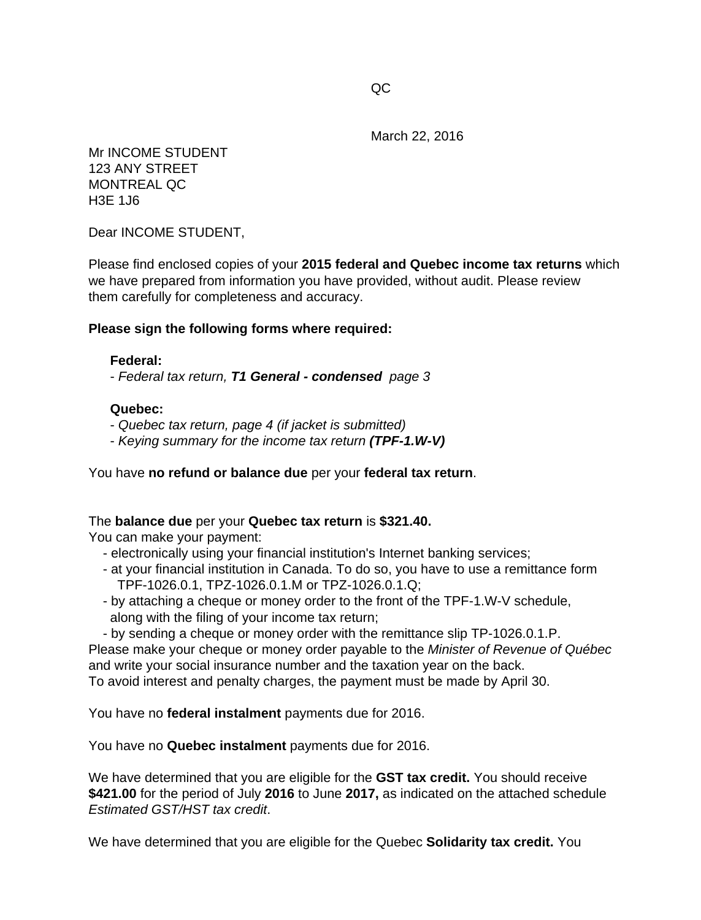QC

March 22, 2016

Mr INCOME STUDENT
123 ANY STREET
MONTREAL QC
H3E 1J6

Dear INCOME STUDENT,

Please find enclosed copies of your **2015 federal and Quebec income tax returns** which we have prepared from information you have provided, without audit. Please review them carefully for completeness and accuracy.

**Please sign the following forms where required:**

**Federal:**
- *Federal tax return,* ***T1 General - condensed*** *page 3*

**Quebec:**
- *Quebec tax return, page 4 (if jacket is submitted)*
- *Keying summary for the income tax return* ***(TPF-1.W-V)***

You have **no refund or balance due** per your **federal tax return**.

The **balance due** per your **Quebec tax return** is **$321.40.**
You can make your payment:

- electronically using your financial institution's Internet banking services;
- at your financial institution in Canada. To do so, you have to use a remittance form TPF-1026.0.1, TPZ-1026.0.1.M or TPZ-1026.0.1.Q;
- by attaching a cheque or money order to the front of the TPF-1.W-V schedule, along with the filing of your income tax return;
- by sending a cheque or money order with the remittance slip TP-1026.0.1.P.

Please make your cheque or money order payable to the *Minister of Revenue of Québec* and write your social insurance number and the taxation year on the back.
To avoid interest and penalty charges, the payment must be made by April 30.

You have no **federal instalment** payments due for 2016.

You have no **Quebec instalment** payments due for 2016.

We have determined that you are eligible for the **GST tax credit.** You should receive **$421.00** for the period of July **2016** to June **2017,** as indicated on the attached schedule *Estimated GST/HST tax credit*.

We have determined that you are eligible for the Quebec **Solidarity tax credit.** You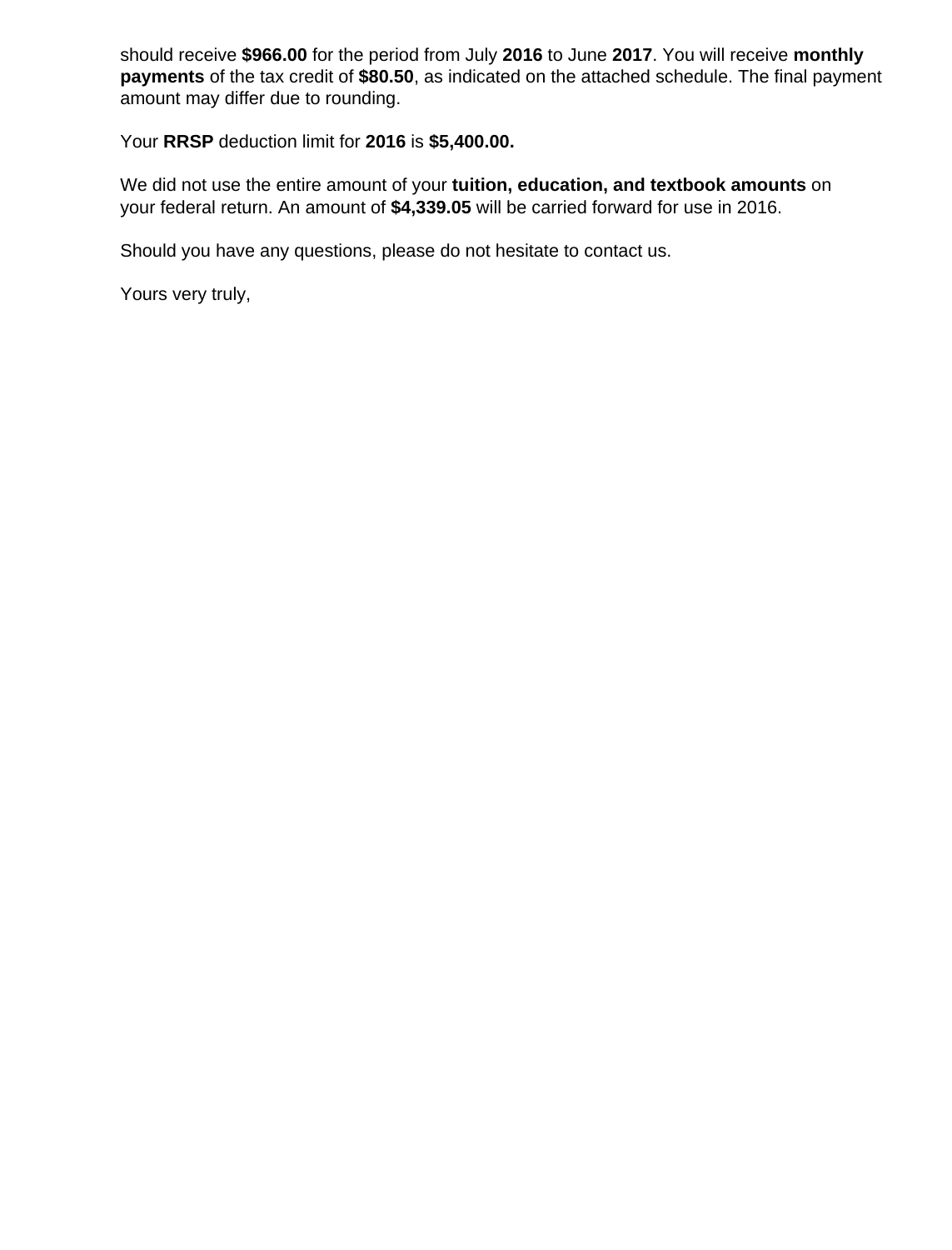should receive **$966.00** for the period from July **2016** to June **2017**. You will receive **monthly payments** of the tax credit of **$80.50**, as indicated on the attached schedule. The final payment amount may differ due to rounding.

Your **RRSP** deduction limit for **2016** is **$5,400.00.**

We did not use the entire amount of your **tuition, education, and textbook amounts** on your federal return. An amount of **$4,339.05** will be carried forward for use in 2016.

Should you have any questions, please do not hesitate to contact us.

Yours very truly,